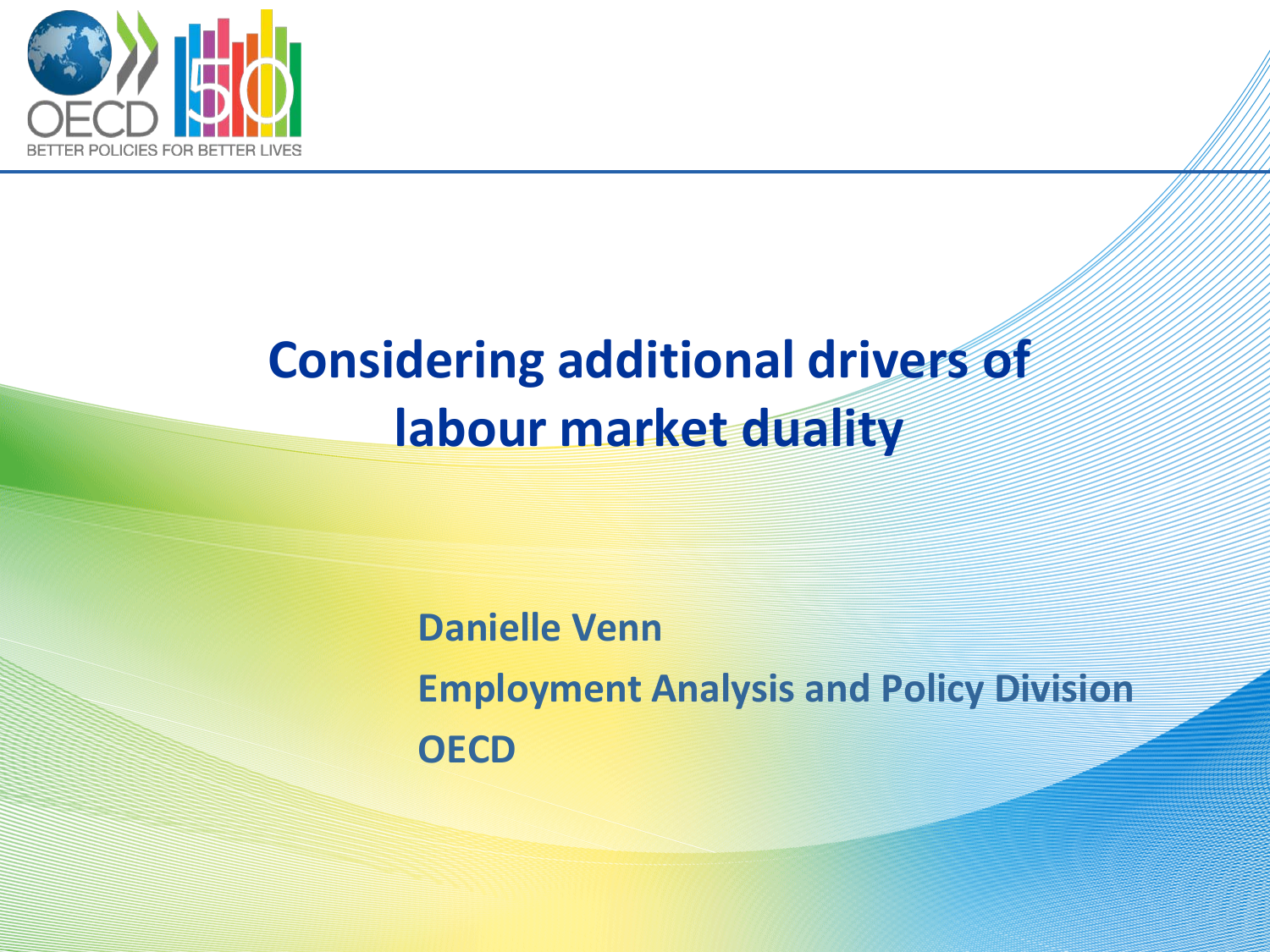# Considering additional drivers of labour market duality

**Danielle Venn**

**Employment Analysis and Policy Division**

**OECD**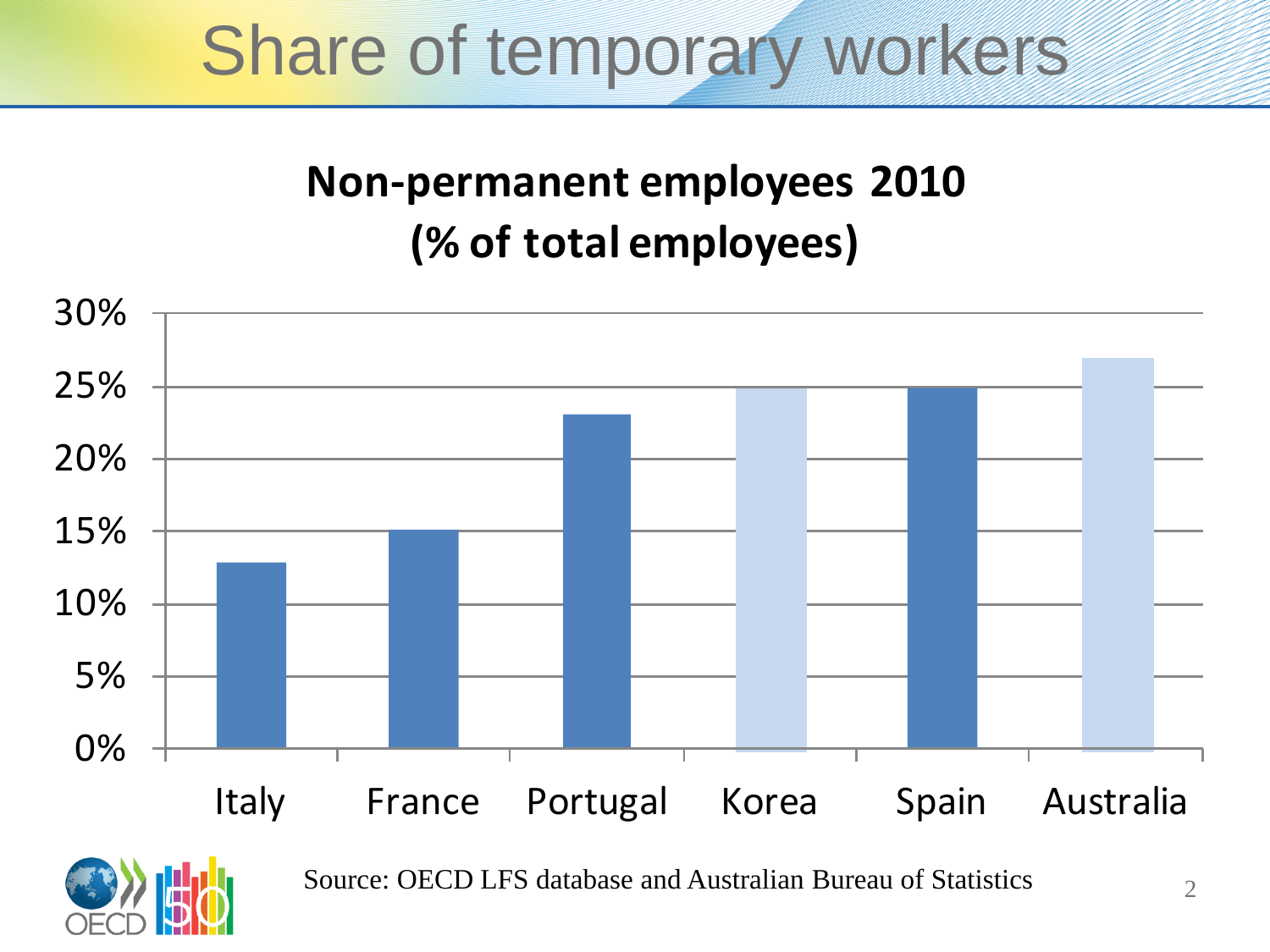# Share of temporary workers

**Non-permanent employees 2010 (% of total employees)**

| Country | Share |
|---|---|
| Italy | ~13% |
| France | ~15% |
| Portugal | ~23% |
| Korea | ~25% |
| Spain | ~25% |
| Australia | ~27% |

Source: OECD LFS database and Australian Bureau of Statistics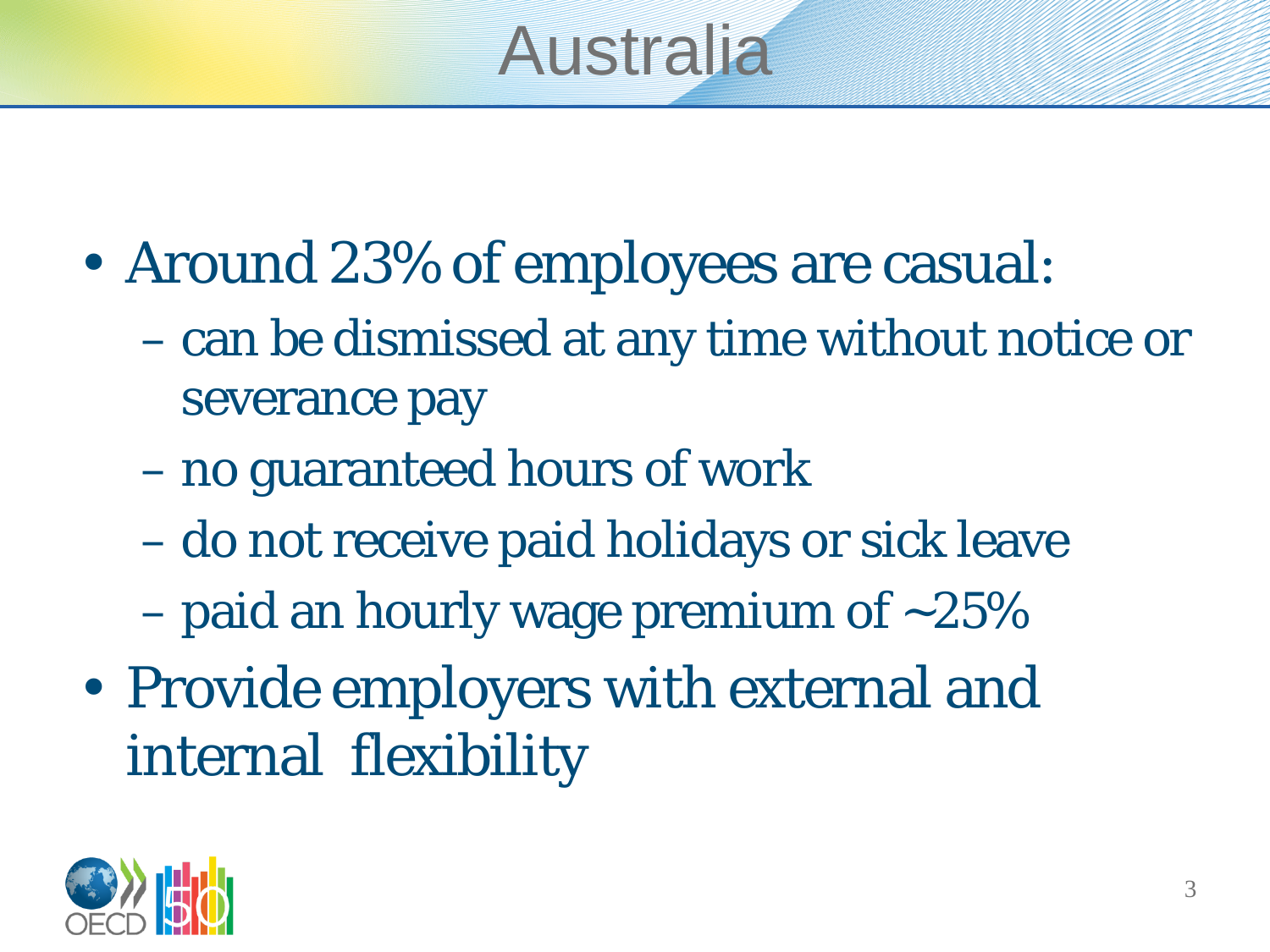# Australia

- Around 23% of employees are casual:
  - can be dismissed at any time without notice or severance pay
  - no guaranteed hours of work
  - do not receive paid holidays or sick leave
  - paid an hourly wage premium of ~25%
- Provide employers with external and internal flexibility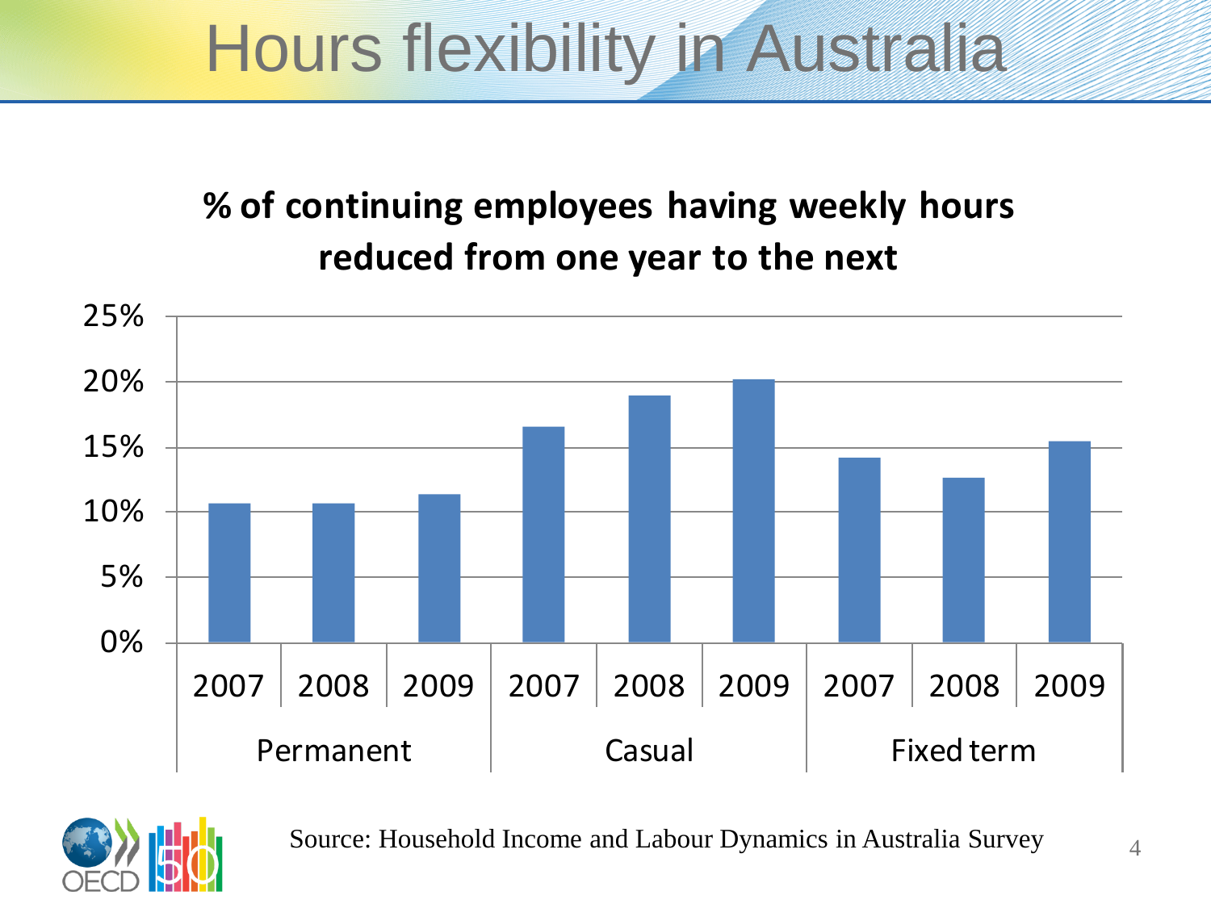# Hours flexibility in Australia

**% of continuing employees having weekly hours reduced from one year to the next**

| | | 2007 | 2008 | 2009 |
|---|---|---|---|---|
| Permanent | | ~10.7% | ~10.7% | ~11.4% |
| Casual | | ~16.6% | ~18.9% | ~20.2% |
| Fixed term | | ~14.2% | ~12.6% | ~15.4% |

Source: Household Income and Labour Dynamics in Australia Survey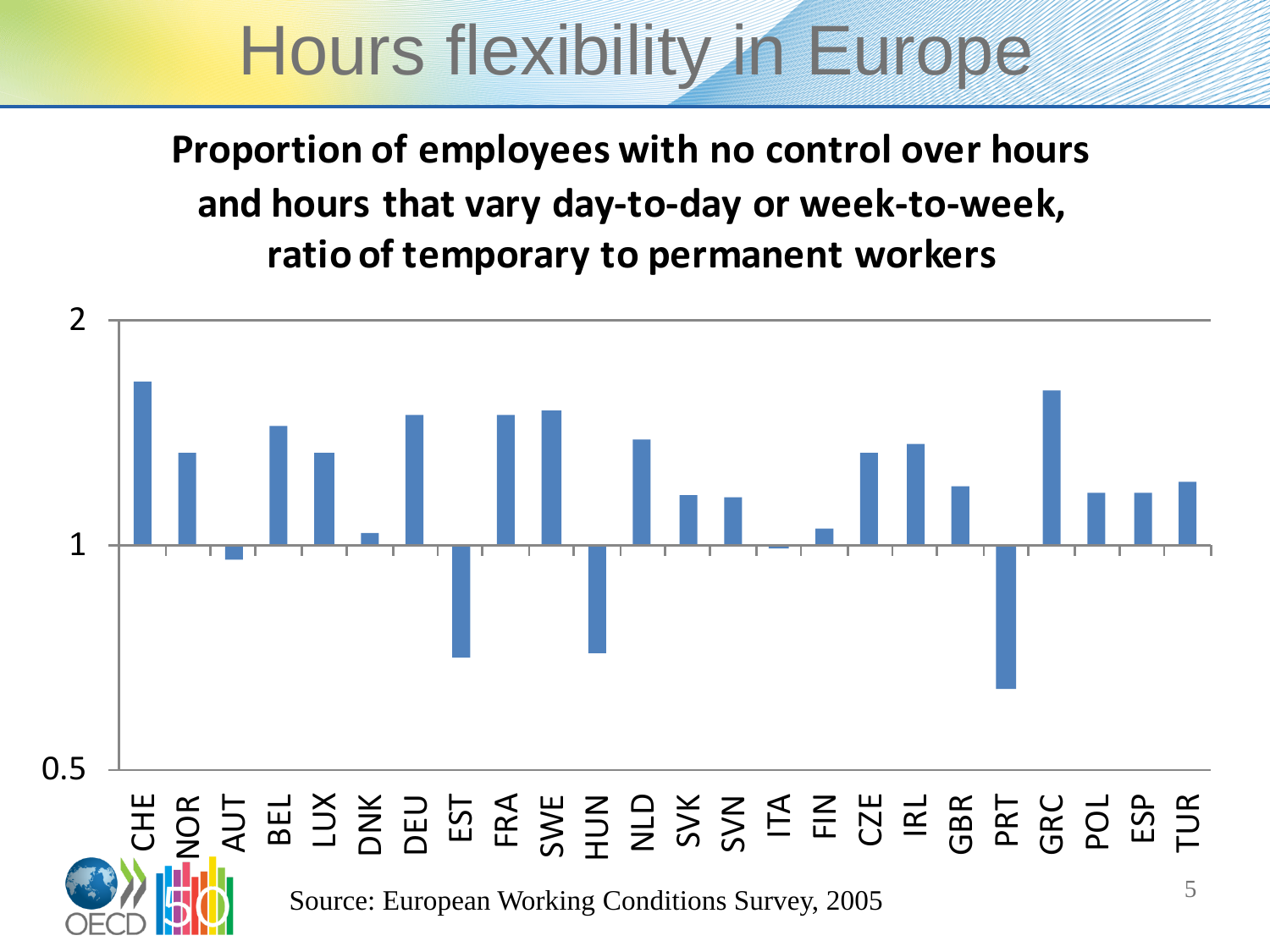# Hours flexibility in Europe

**Proportion of employees with no control over hours and hours that vary day-to-day or week-to-week, ratio of temporary to permanent workers**

2

1

0.5

CHE NOR AUT BEL LUX DNK DEU EST FRA SWE HUN NLD SVK SVN ITA FIN CZE IRL GBR PRT GRC POL ESP TUR

Source: European Working Conditions Survey, 2005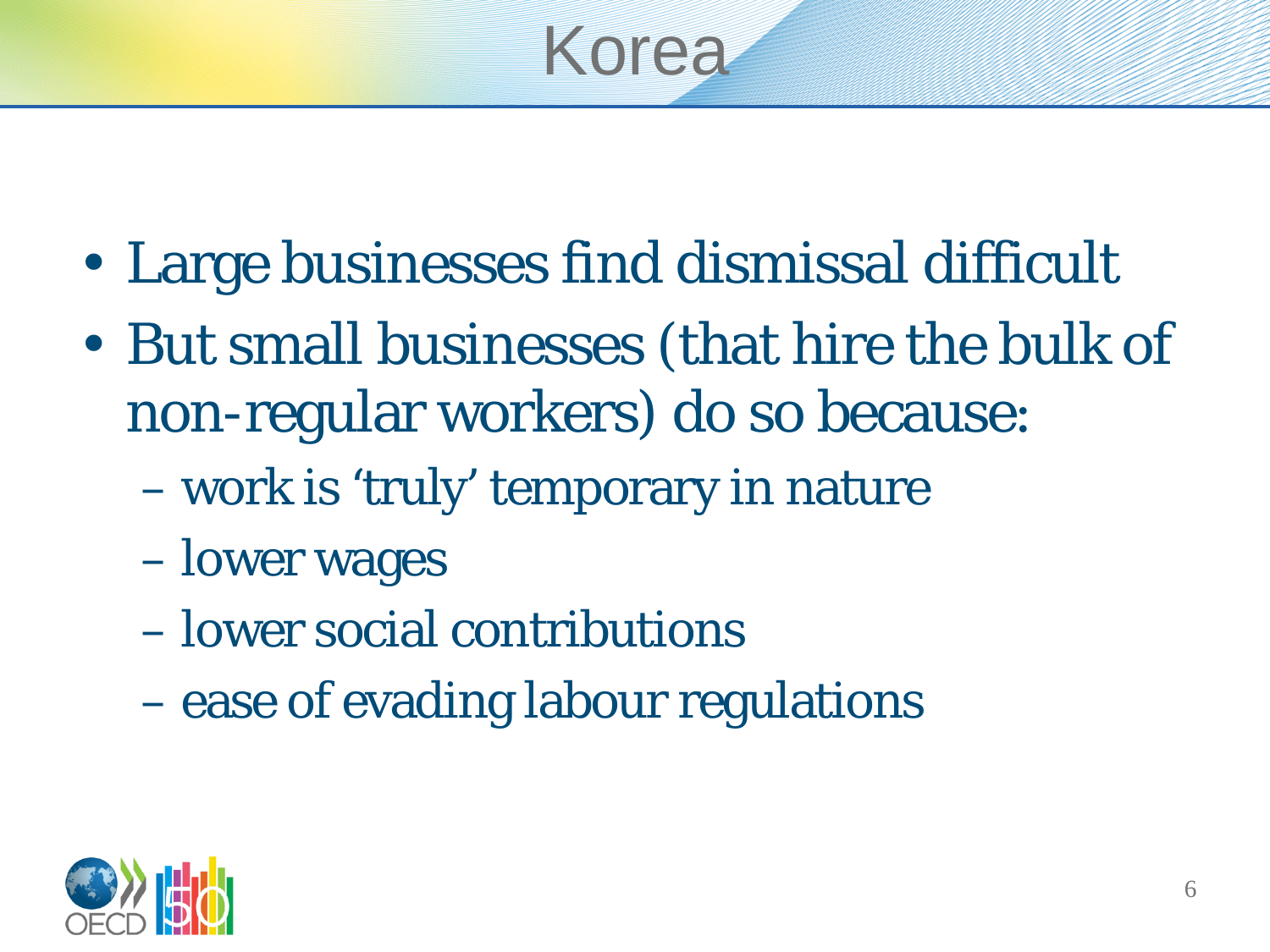# Korea

- Large businesses find dismissal difficult
- But small businesses (that hire the bulk of non-regular workers) do so because:
  - work is 'truly' temporary in nature
  - lower wages
  - lower social contributions
  - ease of evading labour regulations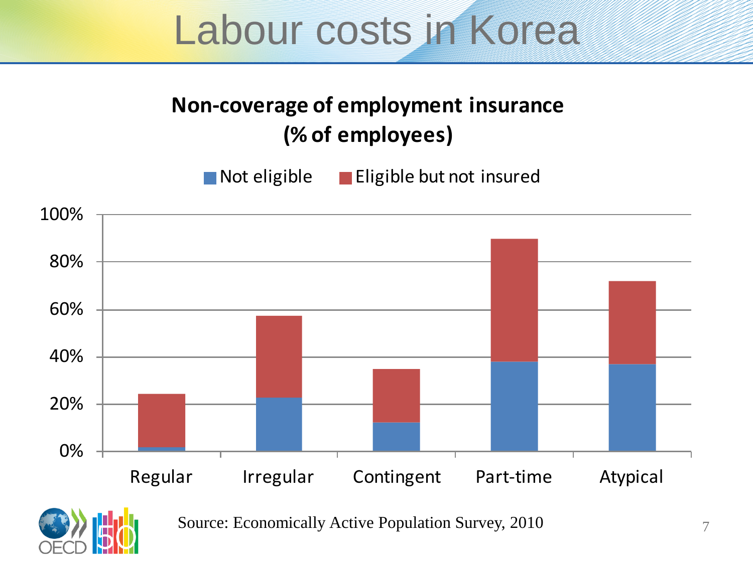# Labour costs in Korea

**Non-coverage of employment insurance (% of employees)**

Not eligible | Eligible but not insured

100%
80%
60%
40%
20%
0%

Regular | Irregular | Contingent | Part-time | Atypical

Source: Economically Active Population Survey, 2010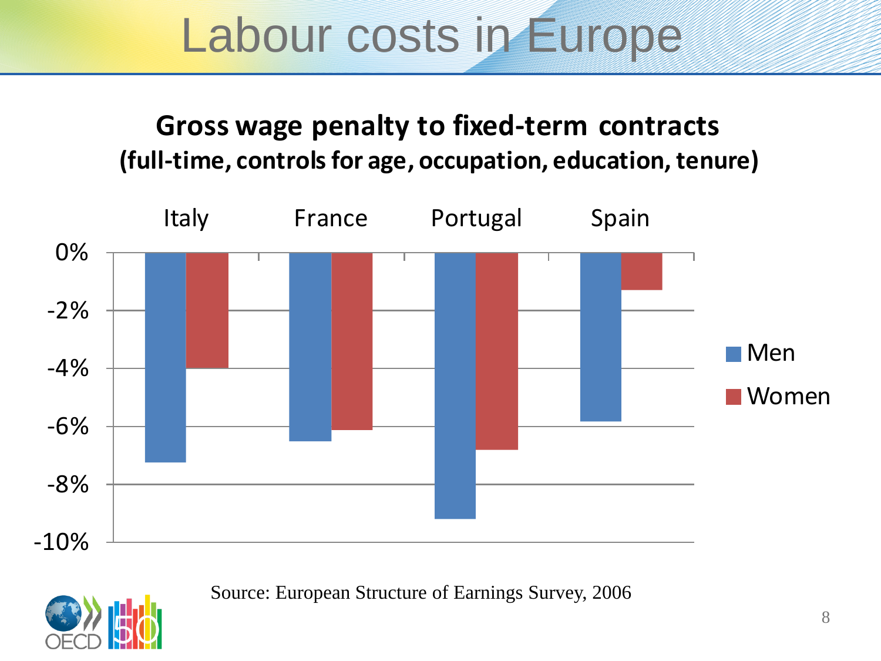# Labour costs in Europe

**Gross wage penalty to fixed-term contracts**
**(full-time, controls for age, occupation, education, tenure)**

Italy
France
Portugal
Spain

0%
-2%
-4%
-6%
-8%
-10%

Men
Women

Source: European Structure of Earnings Survey, 2006